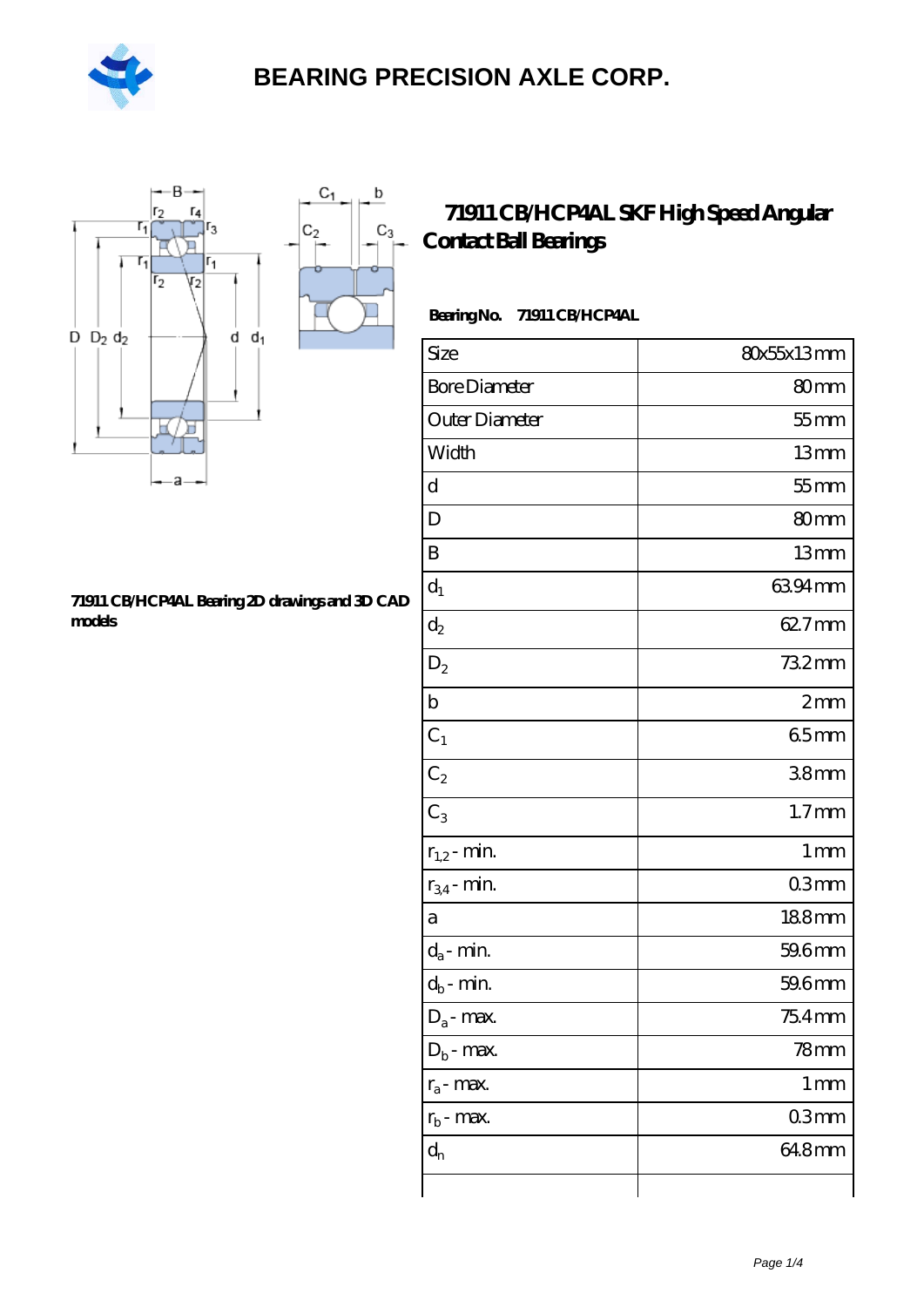BEARING PRECISION AXLE CORP.

# 71911 CB/HCP4AL SKF High Speed Angular Contact Ball Bearings

71911 CB/HCP4AL Bearing 2D drawings and 3D CAD models

**Bearing No.** 71911 CB/HCP4AL

| | |
|---|---|
| Size | 80x55x13 mm |
| Bore Diameter | 80 mm |
| Outer Diameter | 55 mm |
| Width | 13 mm |
| d | 55 mm |
| D | 80 mm |
| B | 13 mm |
| $d_1$ | 63.94 mm |
| $d_2$ | 62.7 mm |
| $D_2$ | 73.2 mm |
| b | 2 mm |
| $C_1$ | 6.5 mm |
| $C_2$ | 3.8 mm |
| $C_3$ | 1.7 mm |
| $r_{1,2}$ - min. | 1 mm |
| $r_{3,4}$ - min. | 0.3 mm |
| a | 18.8 mm |
| $d_a$ - min. | 59.6 mm |
| $d_b$ - min. | 59.6 mm |
| $D_a$ - max. | 75.4 mm |
| $D_b$ - max. | 78 mm |
| $r_a$ - max. | 1 mm |
| $r_b$ - max. | 0.3 mm |
| $d_n$ | 64.8 mm |
| | |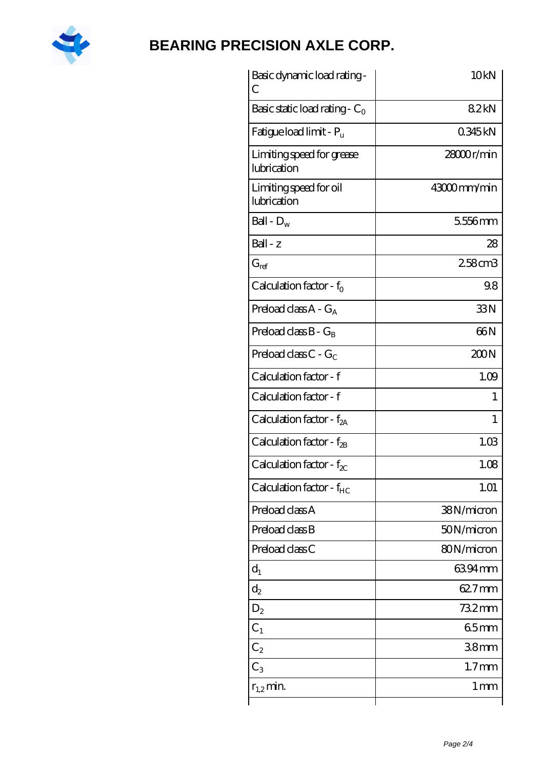| Basic dynamic load rating - C | 10 kN |
| --- | --- |
| Basic static load rating - $C_0$ | 8.2 kN |
| Fatigue load limit - $P_u$ | 0.345 kN |
| Limiting speed for grease lubrication | 28000 r/min |
| Limiting speed for oil lubrication | 43000 mm/min |
| Ball - $D_w$ | 5.556 mm |
| Ball - z | 28 |
| $G_{ref}$ | 2.58 cm3 |
| Calculation factor - $f_0$ | 9.8 |
| Preload class A - $G_A$ | 33 N |
| Preload class B - $G_B$ | 66 N |
| Preload class C - $G_C$ | 200 N |
| Calculation factor - f | 1.09 |
| Calculation factor - f | 1 |
| Calculation factor - $f_{2A}$ | 1 |
| Calculation factor - $f_{2B}$ | 1.03 |
| Calculation factor - $f_{2C}$ | 1.08 |
| Calculation factor - $f_{HC}$ | 1.01 |
| Preload class A | 38 N/micron |
| Preload class B | 50 N/micron |
| Preload class C | 80 N/micron |
| $d_1$ | 63.94 mm |
| $d_2$ | 62.7 mm |
| $D_2$ | 73.2 mm |
| $C_1$ | 6.5 mm |
| $C_2$ | 3.8 mm |
| $C_3$ | 1.7 mm |
| $r_{1,2}$ min. | 1 mm |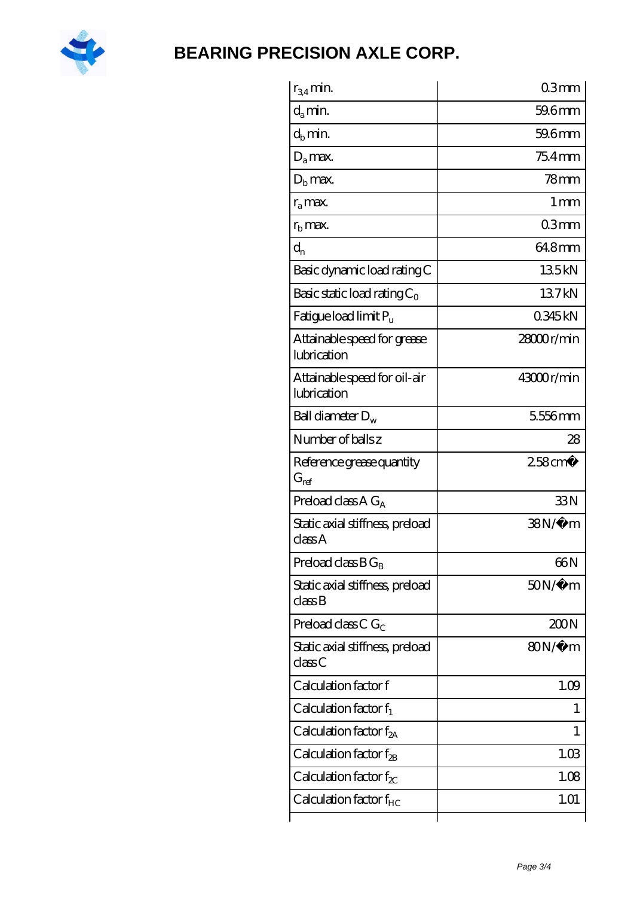| | |
|---|---|
| $r_{3,4}$ min. | 0.3 mm |
| $d_a$ min. | 59.6 mm |
| $d_b$ min. | 59.6 mm |
| $D_a$ max. | 75.4 mm |
| $D_b$ max. | 78 mm |
| $r_a$ max. | 1 mm |
| $r_b$ max. | 0.3 mm |
| $d_n$ | 64.8 mm |
| Basic dynamic load rating C | 13.5 kN |
| Basic static load rating $C_0$ | 13.7 kN |
| Fatigue load limit $P_u$ | 0.345 kN |
| Attainable speed for grease lubrication | 28000 r/min |
| Attainable speed for oil-air lubrication | 43000 r/min |
| Ball diameter $D_w$ | 5.556 mm |
| Number of balls z | 28 |
| Reference grease quantity $G_{ref}$ | 2.58 cm� |
| Preload class A $G_A$ | 33 N |
| Static axial stiffness, preload class A | 38 N/�m |
| Preload class B $G_B$ | 66 N |
| Static axial stiffness, preload class B | 50 N/�m |
| Preload class C $G_C$ | 200 N |
| Static axial stiffness, preload class C | 80 N/�m |
| Calculation factor f | 1.09 |
| Calculation factor $f_1$ | 1 |
| Calculation factor $f_{2A}$ | 1 |
| Calculation factor $f_{2B}$ | 1.03 |
| Calculation factor $f_{2C}$ | 1.08 |
| Calculation factor $f_{HC}$ | 1.01 |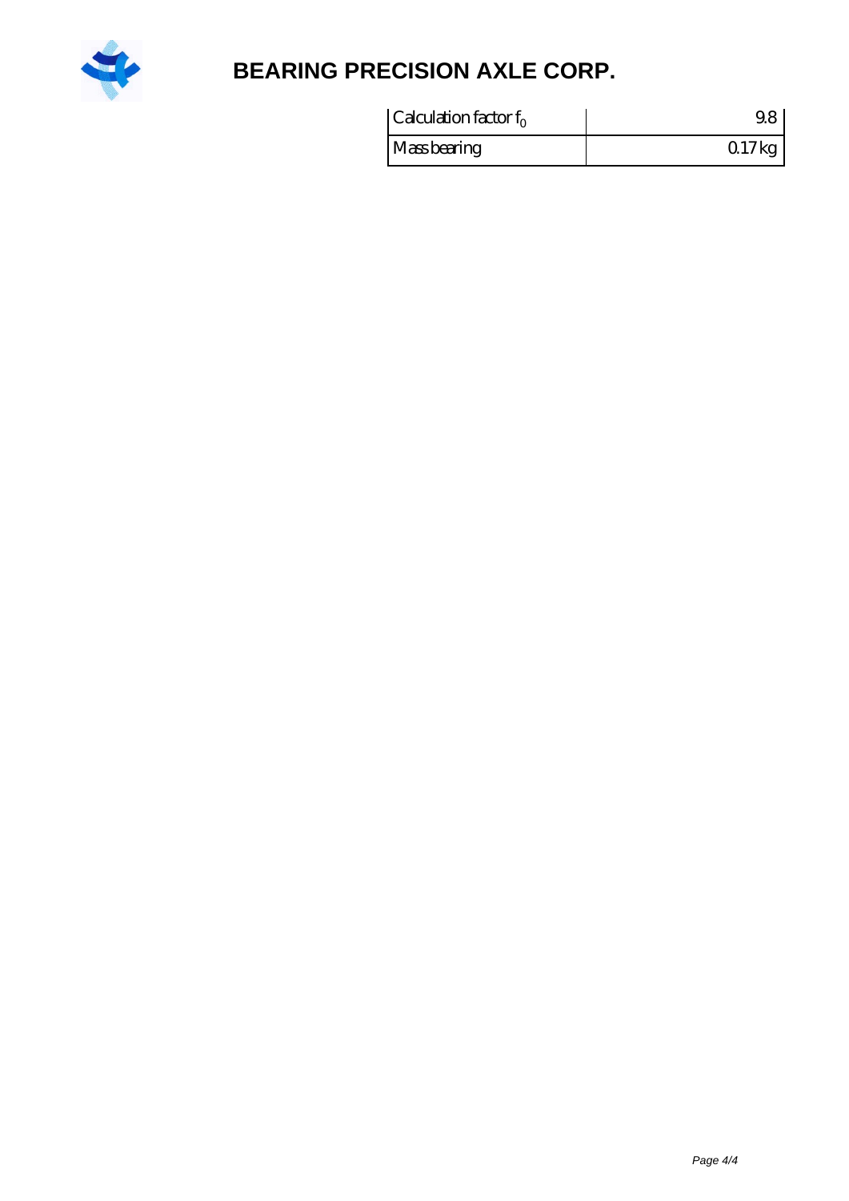| | |
|---|---|
| Calculation factor $f_0$ | 9.8 |
| Mass bearing | 0.17 kg |